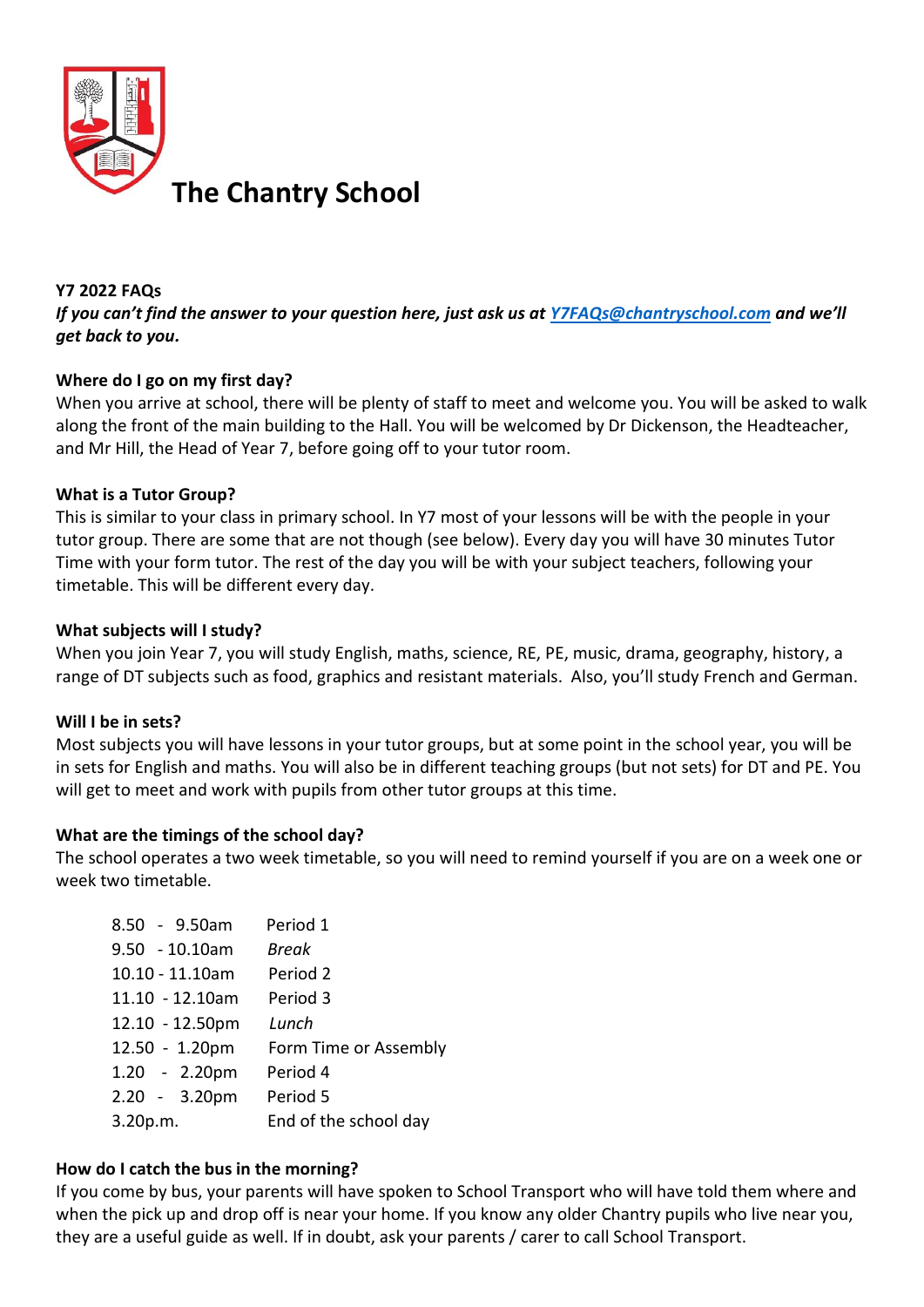# The Chantry School

**Y7 2022 FAQs**

***If you can't find the answer to your question here, just ask us at [Y7FAQs@chantryschool.com](mailto:Y7FAQs@chantryschool.com) and we'll get back to you.***

**Where do I go on my first day?**

When you arrive at school, there will be plenty of staff to meet and welcome you. You will be asked to walk along the front of the main building to the Hall. You will be welcomed by Dr Dickenson, the Headteacher, and Mr Hill, the Head of Year 7, before going off to your tutor room.

**What is a Tutor Group?**

This is similar to your class in primary school. In Y7 most of your lessons will be with the people in your tutor group. There are some that are not though (see below). Every day you will have 30 minutes Tutor Time with your form tutor. The rest of the day you will be with your subject teachers, following your timetable. This will be different every day.

**What subjects will I study?**

When you join Year 7, you will study English, maths, science, RE, PE, music, drama, geography, history, a range of DT subjects such as food, graphics and resistant materials. Also, you'll study French and German.

**Will I be in sets?**

Most subjects you will have lessons in your tutor groups, but at some point in the school year, you will be in sets for English and maths. You will also be in different teaching groups (but not sets) for DT and PE. You will get to meet and work with pupils from other tutor groups at this time.

**What are the timings of the school day?**

The school operates a two week timetable, so you will need to remind yourself if you are on a week one or week two timetable.

| | |
|---|---|
| 8.50 - 9.50am | Period 1 |
| 9.50 - 10.10am | *Break* |
| 10.10 - 11.10am | Period 2 |
| 11.10 - 12.10am | Period 3 |
| 12.10 - 12.50pm | *Lunch* |
| 12.50 - 1.20pm | Form Time or Assembly |
| 1.20 - 2.20pm | Period 4 |
| 2.20 - 3.20pm | Period 5 |
| 3.20p.m. | End of the school day |

**How do I catch the bus in the morning?**

If you come by bus, your parents will have spoken to School Transport who will have told them where and when the pick up and drop off is near your home. If you know any older Chantry pupils who live near you, they are a useful guide as well. If in doubt, ask your parents / carer to call School Transport.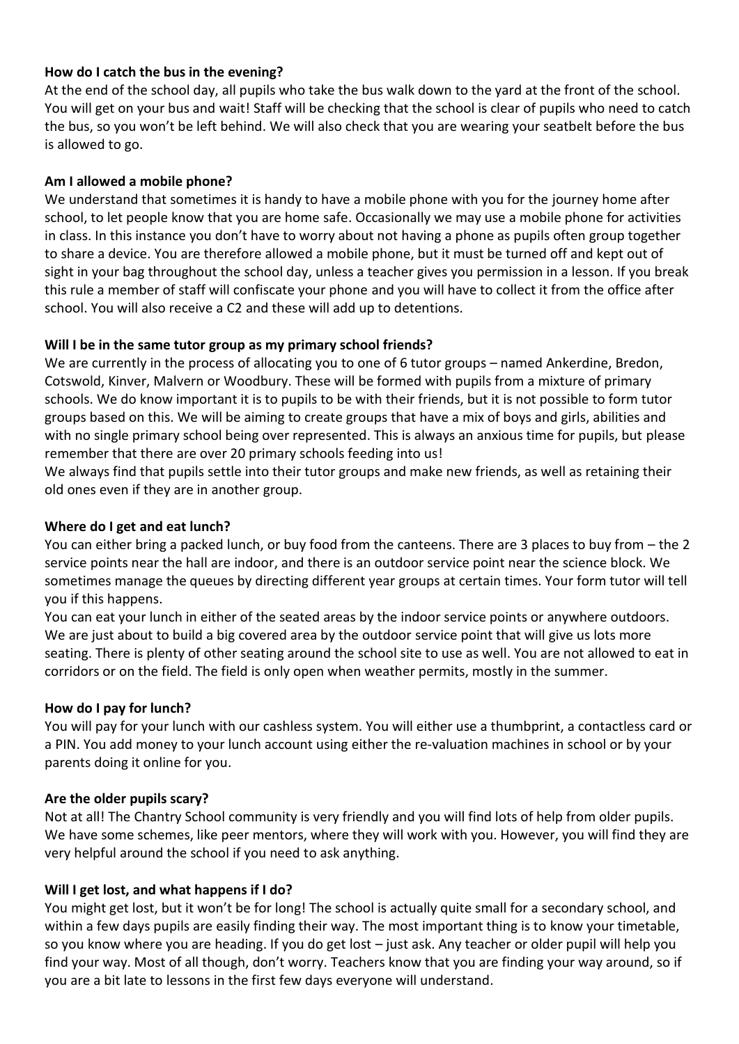**How do I catch the bus in the evening?**

At the end of the school day, all pupils who take the bus walk down to the yard at the front of the school. You will get on your bus and wait! Staff will be checking that the school is clear of pupils who need to catch the bus, so you won't be left behind. We will also check that you are wearing your seatbelt before the bus is allowed to go.

**Am I allowed a mobile phone?**

We understand that sometimes it is handy to have a mobile phone with you for the journey home after school, to let people know that you are home safe. Occasionally we may use a mobile phone for activities in class. In this instance you don't have to worry about not having a phone as pupils often group together to share a device. You are therefore allowed a mobile phone, but it must be turned off and kept out of sight in your bag throughout the school day, unless a teacher gives you permission in a lesson. If you break this rule a member of staff will confiscate your phone and you will have to collect it from the office after school. You will also receive a C2 and these will add up to detentions.

**Will I be in the same tutor group as my primary school friends?**

We are currently in the process of allocating you to one of 6 tutor groups – named Ankerdine, Bredon, Cotswold, Kinver, Malvern or Woodbury. These will be formed with pupils from a mixture of primary schools. We do know important it is to pupils to be with their friends, but it is not possible to form tutor groups based on this. We will be aiming to create groups that have a mix of boys and girls, abilities and with no single primary school being over represented. This is always an anxious time for pupils, but please remember that there are over 20 primary schools feeding into us!

We always find that pupils settle into their tutor groups and make new friends, as well as retaining their old ones even if they are in another group.

**Where do I get and eat lunch?**

You can either bring a packed lunch, or buy food from the canteens. There are 3 places to buy from – the 2 service points near the hall are indoor, and there is an outdoor service point near the science block. We sometimes manage the queues by directing different year groups at certain times. Your form tutor will tell you if this happens.

You can eat your lunch in either of the seated areas by the indoor service points or anywhere outdoors. We are just about to build a big covered area by the outdoor service point that will give us lots more seating. There is plenty of other seating around the school site to use as well. You are not allowed to eat in corridors or on the field. The field is only open when weather permits, mostly in the summer.

**How do I pay for lunch?**

You will pay for your lunch with our cashless system. You will either use a thumbprint, a contactless card or a PIN. You add money to your lunch account using either the re-valuation machines in school or by your parents doing it online for you.

**Are the older pupils scary?**

Not at all! The Chantry School community is very friendly and you will find lots of help from older pupils. We have some schemes, like peer mentors, where they will work with you. However, you will find they are very helpful around the school if you need to ask anything.

**Will I get lost, and what happens if I do?**

You might get lost, but it won't be for long! The school is actually quite small for a secondary school, and within a few days pupils are easily finding their way. The most important thing is to know your timetable, so you know where you are heading. If you do get lost – just ask. Any teacher or older pupil will help you find your way. Most of all though, don't worry. Teachers know that you are finding your way around, so if you are a bit late to lessons in the first few days everyone will understand.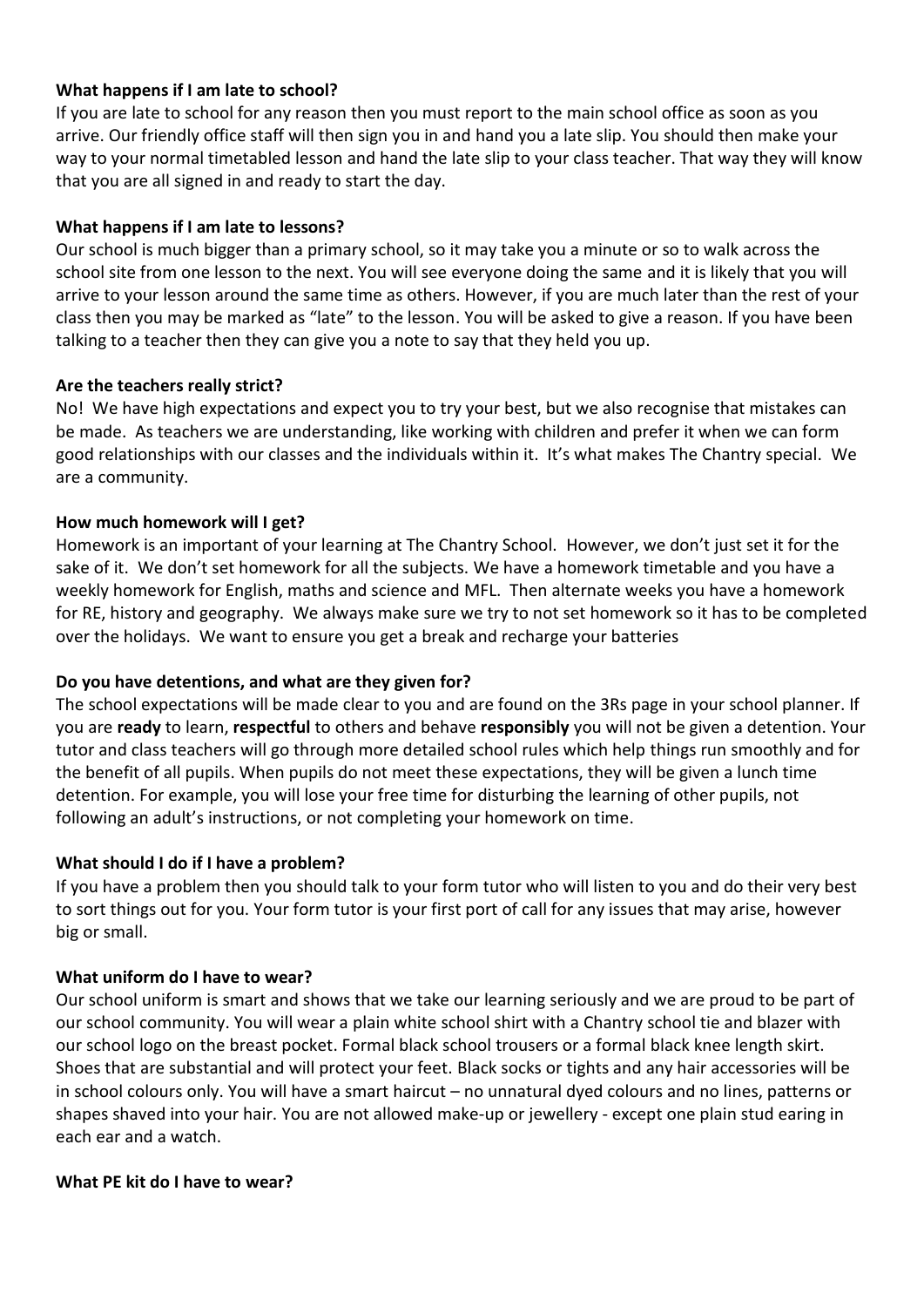**What happens if I am late to school?**

If you are late to school for any reason then you must report to the main school office as soon as you arrive. Our friendly office staff will then sign you in and hand you a late slip. You should then make your way to your normal timetabled lesson and hand the late slip to your class teacher. That way they will know that you are all signed in and ready to start the day.

**What happens if I am late to lessons?**

Our school is much bigger than a primary school, so it may take you a minute or so to walk across the school site from one lesson to the next. You will see everyone doing the same and it is likely that you will arrive to your lesson around the same time as others. However, if you are much later than the rest of your class then you may be marked as "late" to the lesson. You will be asked to give a reason. If you have been talking to a teacher then they can give you a note to say that they held you up.

**Are the teachers really strict?**

No! We have high expectations and expect you to try your best, but we also recognise that mistakes can be made. As teachers we are understanding, like working with children and prefer it when we can form good relationships with our classes and the individuals within it. It's what makes The Chantry special. We are a community.

**How much homework will I get?**

Homework is an important of your learning at The Chantry School. However, we don't just set it for the sake of it. We don't set homework for all the subjects. We have a homework timetable and you have a weekly homework for English, maths and science and MFL. Then alternate weeks you have a homework for RE, history and geography. We always make sure we try to not set homework so it has to be completed over the holidays. We want to ensure you get a break and recharge your batteries

**Do you have detentions, and what are they given for?**

The school expectations will be made clear to you and are found on the 3Rs page in your school planner. If you are **ready** to learn, **respectful** to others and behave **responsibly** you will not be given a detention. Your tutor and class teachers will go through more detailed school rules which help things run smoothly and for the benefit of all pupils. When pupils do not meet these expectations, they will be given a lunch time detention. For example, you will lose your free time for disturbing the learning of other pupils, not following an adult's instructions, or not completing your homework on time.

**What should I do if I have a problem?**

If you have a problem then you should talk to your form tutor who will listen to you and do their very best to sort things out for you. Your form tutor is your first port of call for any issues that may arise, however big or small.

**What uniform do I have to wear?**

Our school uniform is smart and shows that we take our learning seriously and we are proud to be part of our school community. You will wear a plain white school shirt with a Chantry school tie and blazer with our school logo on the breast pocket. Formal black school trousers or a formal black knee length skirt. Shoes that are substantial and will protect your feet. Black socks or tights and any hair accessories will be in school colours only. You will have a smart haircut – no unnatural dyed colours and no lines, patterns or shapes shaved into your hair. You are not allowed make-up or jewellery - except one plain stud earing in each ear and a watch.

**What PE kit do I have to wear?**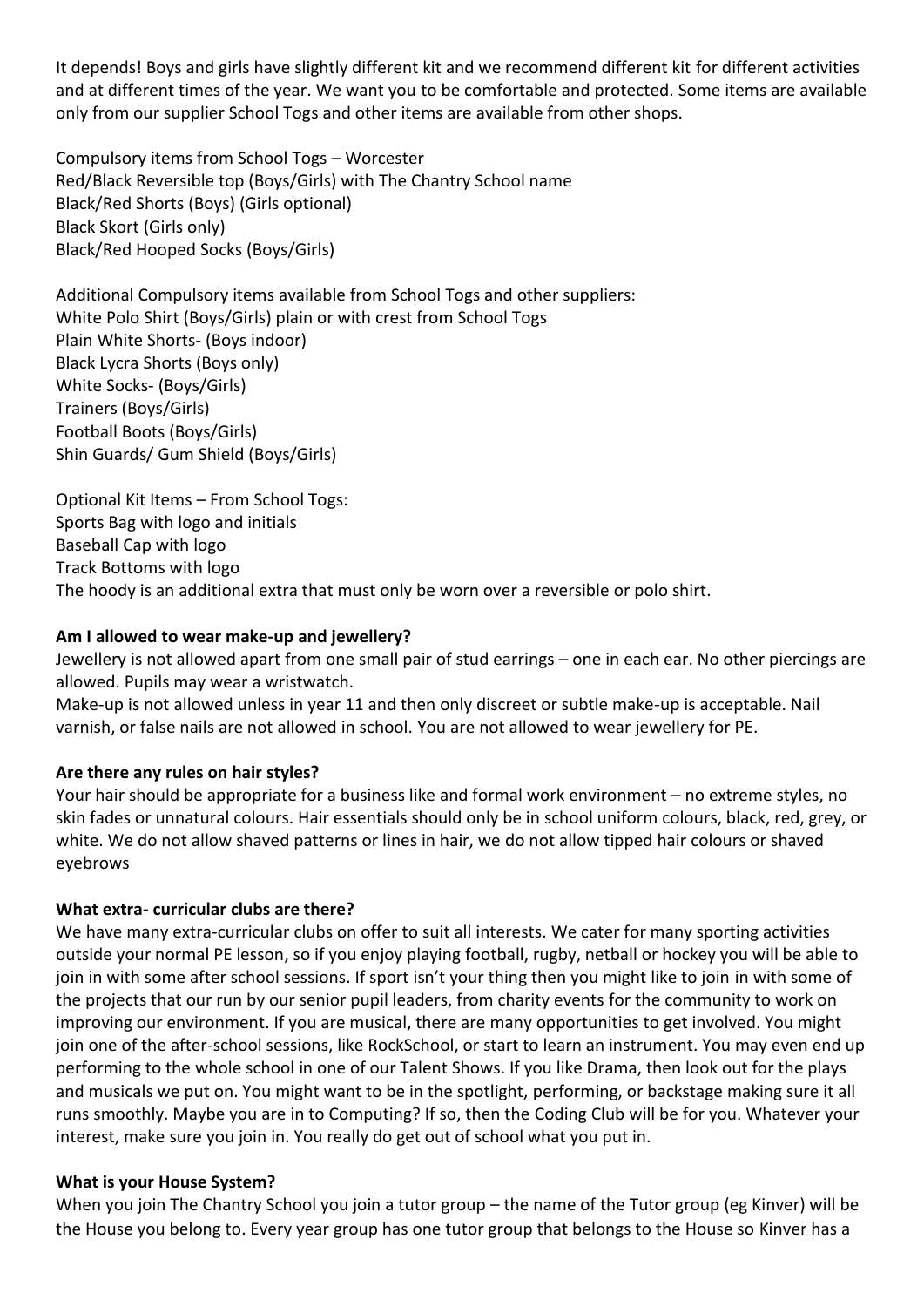It depends! Boys and girls have slightly different kit and we recommend different kit for different activities and at different times of the year. We want you to be comfortable and protected. Some items are available only from our supplier School Togs and other items are available from other shops.

Compulsory items from School Togs – Worcester
Red/Black Reversible top (Boys/Girls) with The Chantry School name
Black/Red Shorts (Boys) (Girls optional)
Black Skort (Girls only)
Black/Red Hooped Socks (Boys/Girls)

Additional Compulsory items available from School Togs and other suppliers:
White Polo Shirt (Boys/Girls) plain or with crest from School Togs
Plain White Shorts- (Boys indoor)
Black Lycra Shorts (Boys only)
White Socks- (Boys/Girls)
Trainers (Boys/Girls)
Football Boots (Boys/Girls)
Shin Guards/ Gum Shield (Boys/Girls)

Optional Kit Items – From School Togs:
Sports Bag with logo and initials
Baseball Cap with logo
Track Bottoms with logo
The hoody is an additional extra that must only be worn over a reversible or polo shirt.

**Am I allowed to wear make-up and jewellery?**

Jewellery is not allowed apart from one small pair of stud earrings – one in each ear. No other piercings are allowed. Pupils may wear a wristwatch.
Make-up is not allowed unless in year 11 and then only discreet or subtle make-up is acceptable. Nail varnish, or false nails are not allowed in school. You are not allowed to wear jewellery for PE.

**Are there any rules on hair styles?**

Your hair should be appropriate for a business like and formal work environment – no extreme styles, no skin fades or unnatural colours. Hair essentials should only be in school uniform colours, black, red, grey, or white. We do not allow shaved patterns or lines in hair, we do not allow tipped hair colours or shaved eyebrows

**What extra- curricular clubs are there?**

We have many extra-curricular clubs on offer to suit all interests. We cater for many sporting activities outside your normal PE lesson, so if you enjoy playing football, rugby, netball or hockey you will be able to join in with some after school sessions. If sport isn't your thing then you might like to join in with some of the projects that our run by our senior pupil leaders, from charity events for the community to work on improving our environment. If you are musical, there are many opportunities to get involved. You might join one of the after-school sessions, like RockSchool, or start to learn an instrument. You may even end up performing to the whole school in one of our Talent Shows. If you like Drama, then look out for the plays and musicals we put on. You might want to be in the spotlight, performing, or backstage making sure it all runs smoothly. Maybe you are in to Computing? If so, then the Coding Club will be for you. Whatever your interest, make sure you join in. You really do get out of school what you put in.

**What is your House System?**

When you join The Chantry School you join a tutor group – the name of the Tutor group (eg Kinver) will be the House you belong to. Every year group has one tutor group that belongs to the House so Kinver has a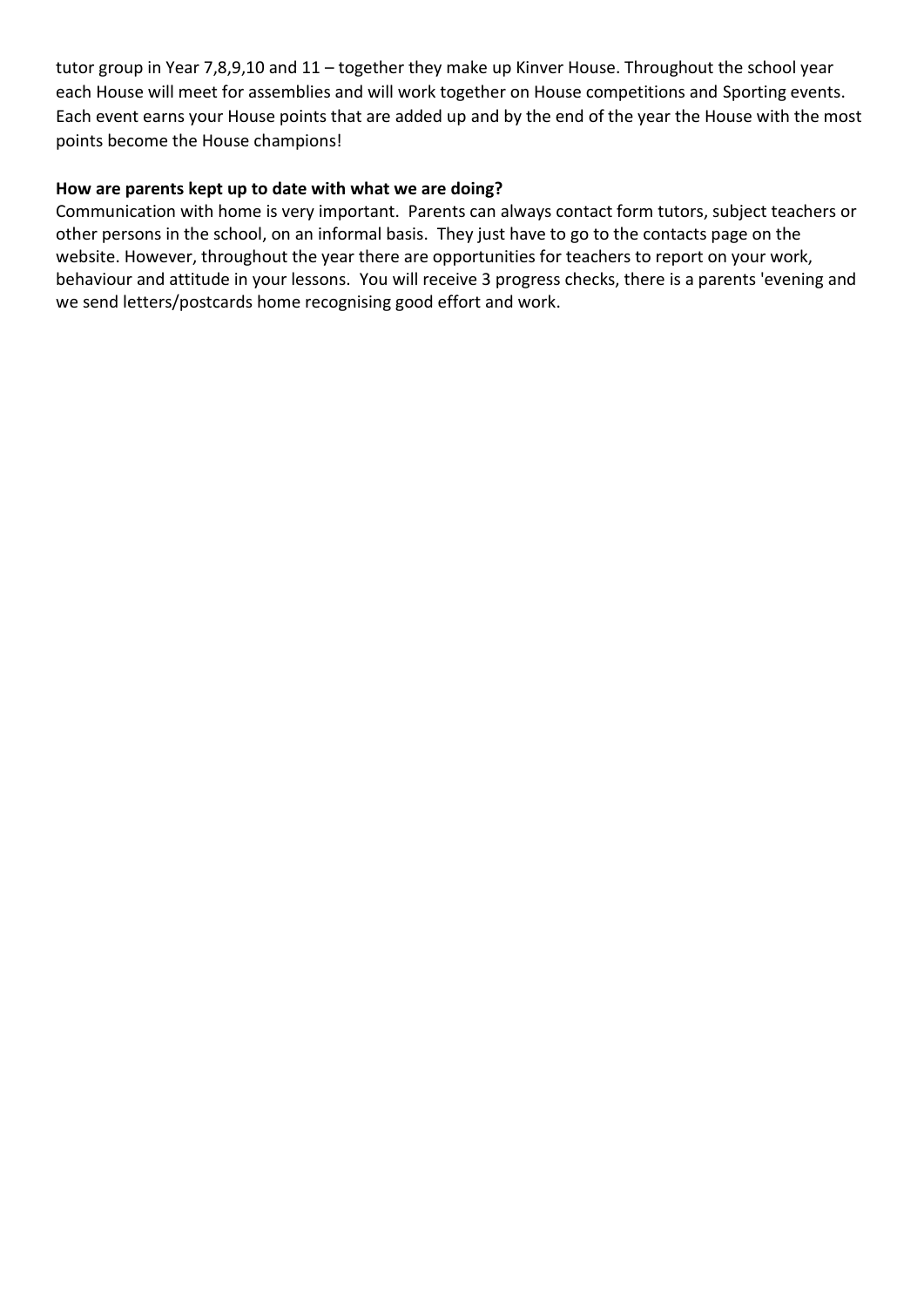tutor group in Year 7,8,9,10 and 11 – together they make up Kinver House. Throughout the school year each House will meet for assemblies and will work together on House competitions and Sporting events. Each event earns your House points that are added up and by the end of the year the House with the most points become the House champions!

**How are parents kept up to date with what we are doing?**

Communication with home is very important. Parents can always contact form tutors, subject teachers or other persons in the school, on an informal basis. They just have to go to the contacts page on the website. However, throughout the year there are opportunities for teachers to report on your work, behaviour and attitude in your lessons. You will receive 3 progress checks, there is a parents 'evening and we send letters/postcards home recognising good effort and work.